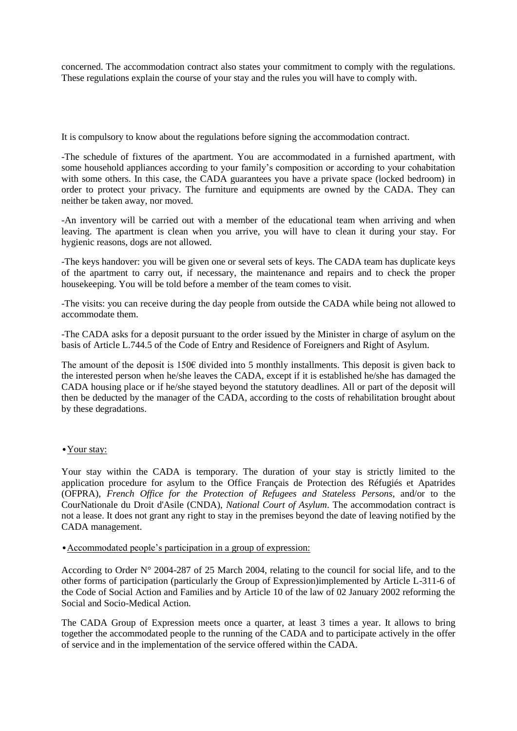concerned. The accommodation contract also states your commitment to comply with the regulations. These regulations explain the course of your stay and the rules you will have to comply with.

It is compulsory to know about the regulations before signing the accommodation contract.

-The schedule of fixtures of the apartment. You are accommodated in a furnished apartment, with some household appliances according to your family's composition or according to your cohabitation with some others. In this case, the CADA guarantees you have a private space (locked bedroom) in order to protect your privacy. The furniture and equipments are owned by the CADA. They can neither be taken away, nor moved.

-An inventory will be carried out with a member of the educational team when arriving and when leaving. The apartment is clean when you arrive, you will have to clean it during your stay. For hygienic reasons, dogs are not allowed.

-The keys handover: you will be given one or several sets of keys. The CADA team has duplicate keys of the apartment to carry out, if necessary, the maintenance and repairs and to check the proper housekeeping. You will be told before a member of the team comes to visit.

-The visits: you can receive during the day people from outside the CADA while being not allowed to accommodate them.

-The CADA asks for a deposit pursuant to the order issued by the Minister in charge of asylum on the basis of Article L.744.5 of the Code of Entry and Residence of Foreigners and Right of Asylum.

The amount of the deposit is 150€ divided into 5 monthly installments. This deposit is given back to the interested person when he/she leaves the CADA, except if it is established he/she has damaged the CADA housing place or if he/she stayed beyond the statutory deadlines. All or part of the deposit will then be deducted by the manager of the CADA, according to the costs of rehabilitation brought about by these degradations.

- <u>Your stay:</u>

Your stay within the CADA is temporary. The duration of your stay is strictly limited to the application procedure for asylum to the Office Français de Protection des Réfugiés et Apatrides (OFPRA), *French Office for the Protection of Refugees and Stateless Persons*, and/or to the CourNationale du Droit d'Asile (CNDA), *National Court of Asylum*. The accommodation contract is not a lease. It does not grant any right to stay in the premises beyond the date of leaving notified by the CADA management.

- <u>Accommodated people's participation in a group of expression:</u>

According to Order N° 2004-287 of 25 March 2004, relating to the council for social life, and to the other forms of participation (particularly the Group of Expression)implemented by Article L-311-6 of the Code of Social Action and Families and by Article 10 of the law of 02 January 2002 reforming the Social and Socio-Medical Action.

The CADA Group of Expression meets once a quarter, at least 3 times a year. It allows to bring together the accommodated people to the running of the CADA and to participate actively in the offer of service and in the implementation of the service offered within the CADA.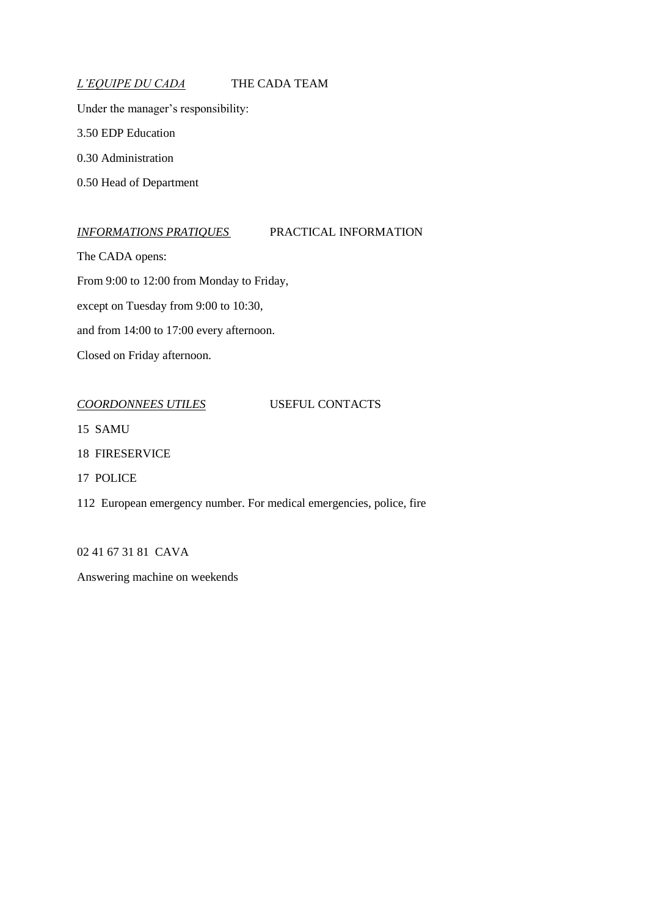*<u>L'EQUIPE DU CADA</u>* THE CADA TEAM

Under the manager's responsibility:

3.50 EDP Education

0.30 Administration

0.50 Head of Department

*<u>INFORMATIONS PRATIQUES</u>* PRACTICAL INFORMATION

The CADA opens:

From 9:00 to 12:00 from Monday to Friday,

except on Tuesday from 9:00 to 10:30,

and from 14:00 to 17:00 every afternoon.

Closed on Friday afternoon.

*<u>COORDONNEES UTILES</u>* USEFUL CONTACTS

15 SAMU

18 FIRESERVICE

17 POLICE

112 European emergency number. For medical emergencies, police, fire

02 41 67 31 81 CAVA

Answering machine on weekends